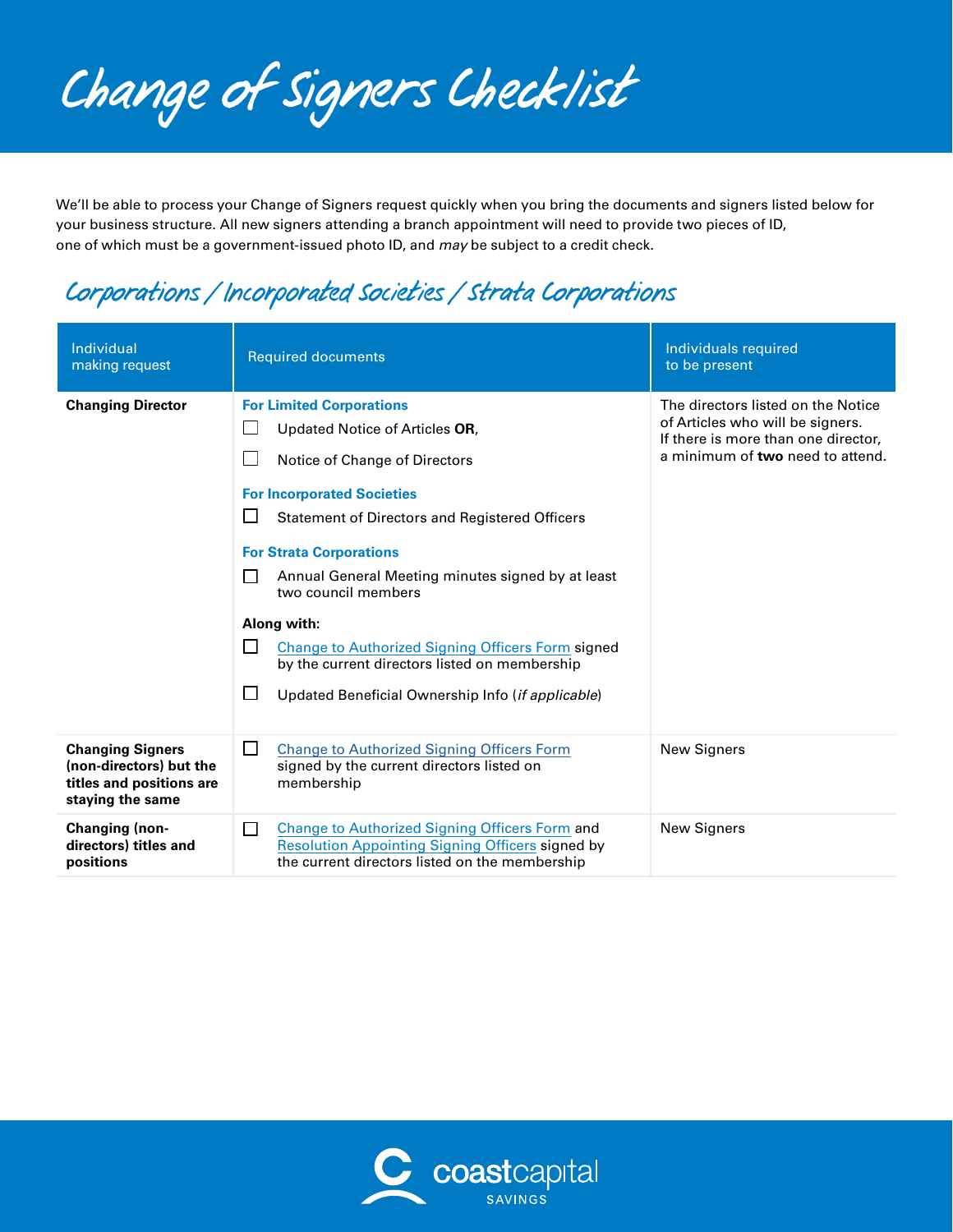# Change of Signers Checklist

We'll be able to process your Change of Signers request quickly when you bring the documents and signers listed below for your business structure. All new signers attending a branch appointment will need to provide two pieces of ID, one of which must be a government-issued photo ID, and *may* be subject to a credit check.

## Corporations / Incorporated Societies / Strata Corporations

| Individual making request | Required documents | Individuals required to be present |
|---|---|---|
| **Changing Director** | **For Limited Corporations**<br>☐ Updated Notice of Articles **OR**,<br>☐ Notice of Change of Directors<br><br>**For Incorporated Societies**<br>☐ Statement of Directors and Registered Officers<br><br>**For Strata Corporations**<br>☐ Annual General Meeting minutes signed by at least two council members<br><br>**Along with:**<br>☐ Change to Authorized Signing Officers Form signed by the current directors listed on membership<br>☐ Updated Beneficial Ownership Info (*if applicable*) | The directors listed on the Notice of Articles who will be signers. If there is more than one director, a minimum of **two** need to attend. |
| **Changing Signers (non-directors) but the titles and positions are staying the same** | ☐ Change to Authorized Signing Officers Form signed by the current directors listed on membership | New Signers |
| **Changing (non-directors) titles and positions** | ☐ Change to Authorized Signing Officers Form and Resolution Appointing Signing Officers signed by the current directors listed on the membership | New Signers |

coastcapital SAVINGS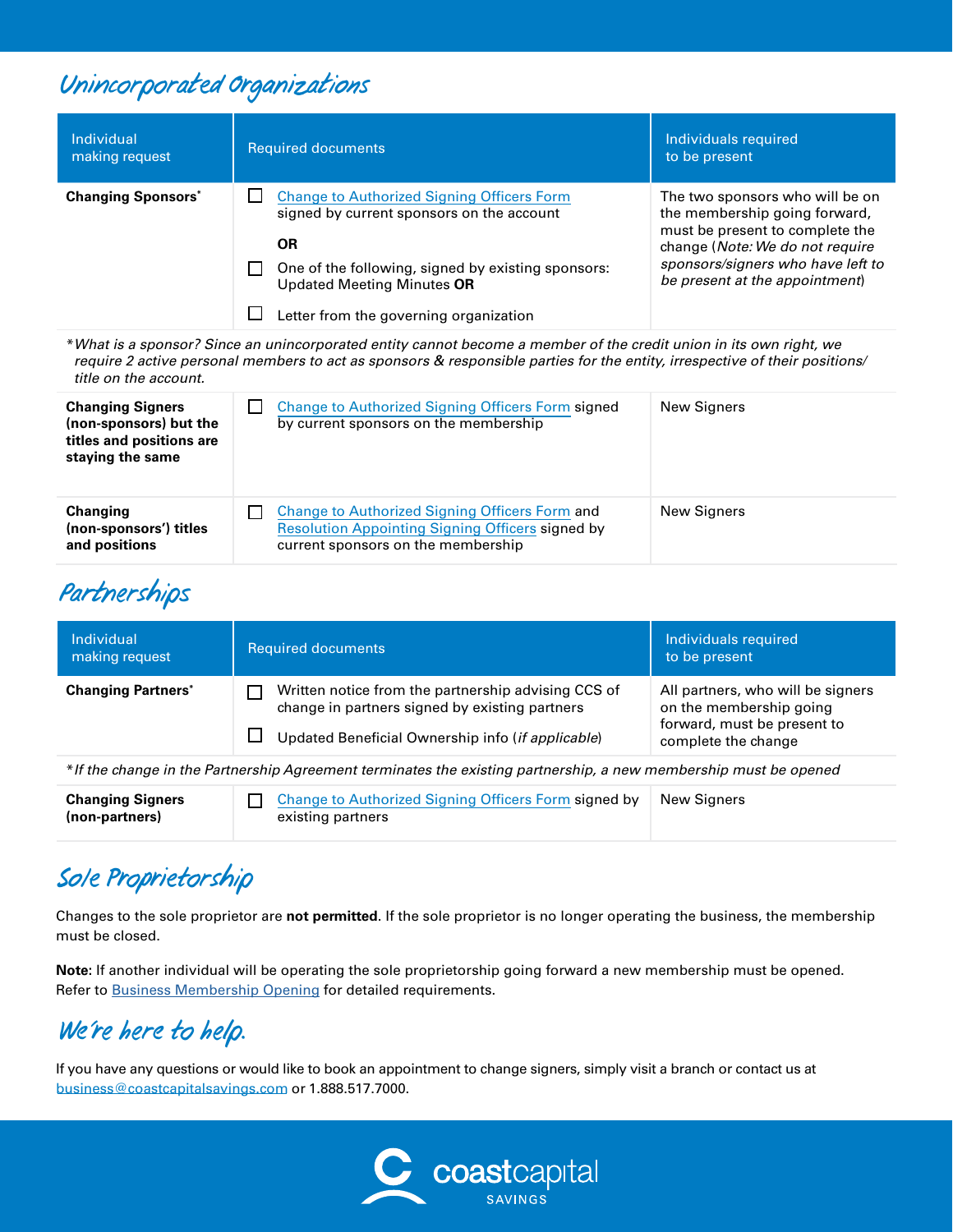## Unincorporated Organizations

| Individual making request | Required documents | Individuals required to be present |
|---|---|---|
| **Changing Sponsors*** | ☐ Change to Authorized Signing Officers Form signed by current sponsors on the account<br><br>**OR**<br><br>☐ One of the following, signed by existing sponsors: Updated Meeting Minutes **OR**<br><br>☐ Letter from the governing organization | The two sponsors who will be on the membership going forward, must be present to complete the change (*Note: We do not require sponsors/signers who have left to be present at the appointment*) |
| *\*What is a sponsor? Since an unincorporated entity cannot become a member of the credit union in its own right, we require 2 active personal members to act as sponsors & responsible parties for the entity, irrespective of their positions/ title on the account.* | | |
| **Changing Signers (non-sponsors) but the titles and positions are staying the same** | ☐ Change to Authorized Signing Officers Form signed by current sponsors on the membership | New Signers |
| **Changing (non-sponsors') titles and positions** | ☐ Change to Authorized Signing Officers Form and Resolution Appointing Signing Officers signed by current sponsors on the membership | New Signers |

## Partnerships

| Individual making request | Required documents | Individuals required to be present |
|---|---|---|
| **Changing Partners*** | ☐ Written notice from the partnership advising CCS of change in partners signed by existing partners<br><br>☐ Updated Beneficial Ownership info (*if applicable*) | All partners, who will be signers on the membership going forward, must be present to complete the change |
| *\*If the change in the Partnership Agreement terminates the existing partnership, a new membership must be opened* | | |
| **Changing Signers (non-partners)** | ☐ Change to Authorized Signing Officers Form signed by existing partners | New Signers |

## Sole Proprietorship

Changes to the sole proprietor are **not permitted**. If the sole proprietor is no longer operating the business, the membership must be closed.

**Note:** If another individual will be operating the sole proprietorship going forward a new membership must be opened. Refer to Business Membership Opening for detailed requirements.

## We're here to help.

If you have any questions or would like to book an appointment to change signers, simply visit a branch or contact us at business@coastcapitalsavings.com or 1.888.517.7000.

coastcapital SAVINGS